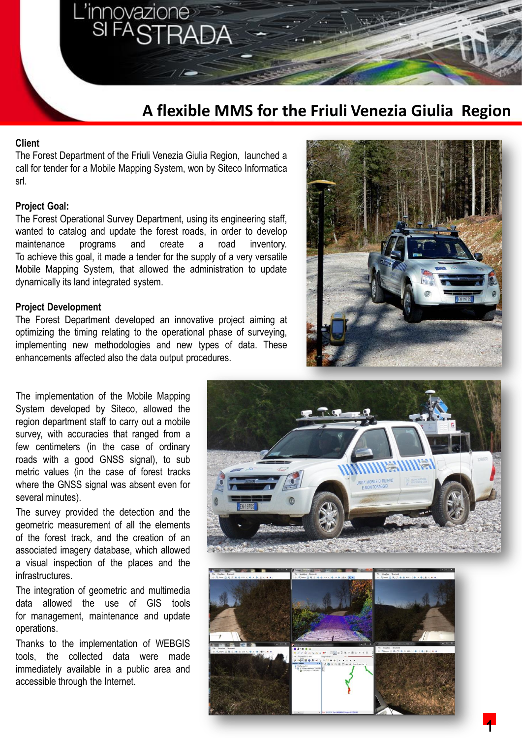# A flexible MMS for the Friuli Venezia Giulia Region

**Client**

The Forest Department of the Friuli Venezia Giulia Region, launched a call for tender for a Mobile Mapping System, won by Siteco Informatica srl.

**Project Goal:**

The Forest Operational Survey Department, using its engineering staff, wanted to catalog and update the forest roads, in order to develop maintenance programs and create a road inventory. To achieve this goal, it made a tender for the supply of a very versatile Mobile Mapping System, that allowed the administration to update dynamically its land integrated system.

**Project Development**

The Forest Department developed an innovative project aiming at optimizing the timing relating to the operational phase of surveying, implementing new methodologies and new types of data. These enhancements affected also the data output procedures.

The implementation of the Mobile Mapping System developed by Siteco, allowed the region department staff to carry out a mobile survey, with accuracies that ranged from a few centimeters (in the case of ordinary roads with a good GNSS signal), to sub metric values (in the case of forest tracks where the GNSS signal was absent even for several minutes).

The survey provided the detection and the geometric measurement of all the elements of the forest track, and the creation of an associated imagery database, which allowed a visual inspection of the places and the infrastructures.

The integration of geometric and multimedia data allowed the use of GIS tools for management, maintenance and update operations.

Thanks to the implementation of WEBGIS tools, the collected data were made immediately available in a public area and accessible through the Internet.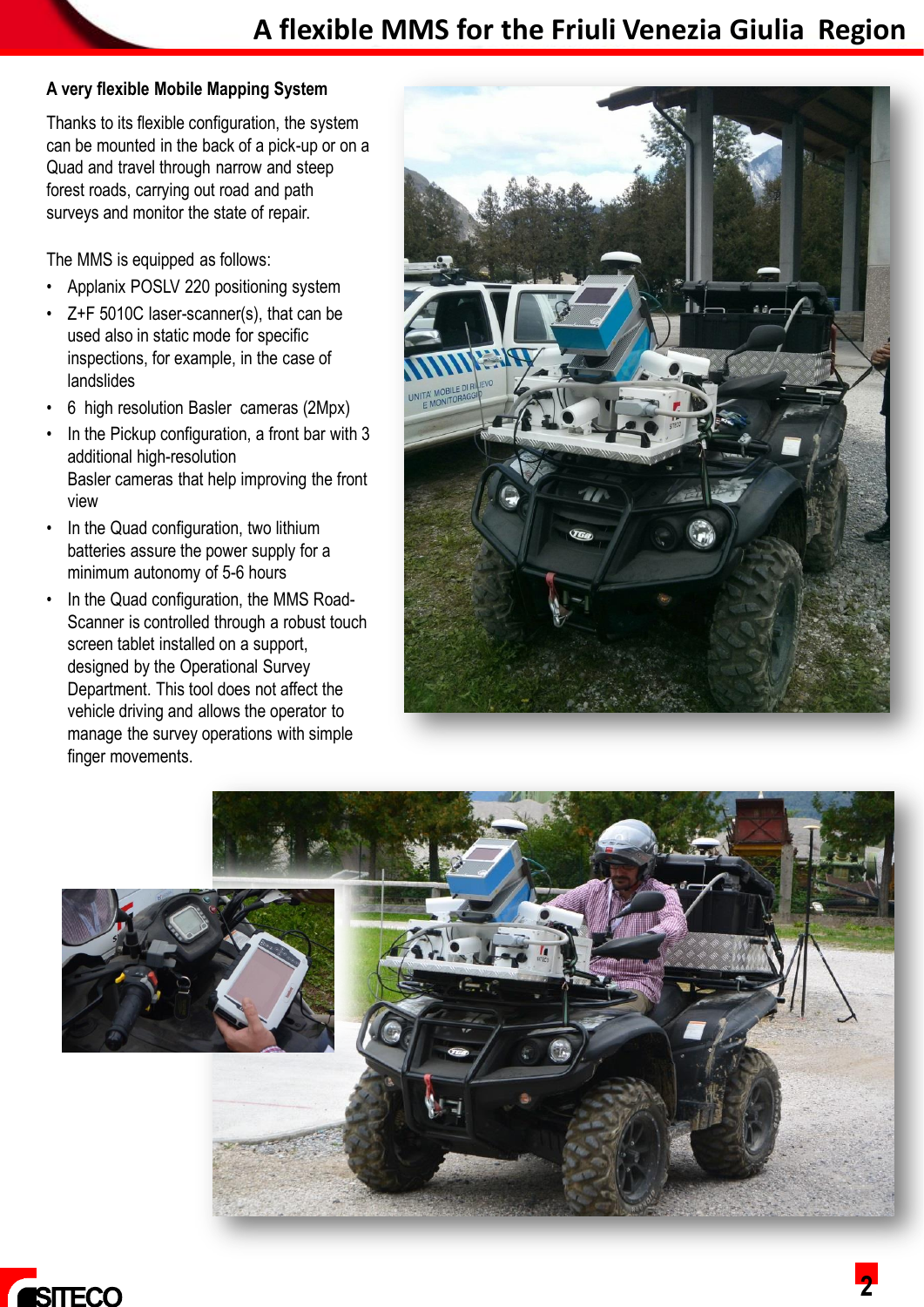# A flexible MMS for the Friuli Venezia Giulia Region

## A very flexible Mobile Mapping System

Thanks to its flexible configuration, the system can be mounted in the back of a pick-up or on a Quad and travel through narrow and steep forest roads, carrying out road and path surveys and monitor the state of repair.

The MMS is equipped as follows:

- Applanix POSLV 220 positioning system
- Z+F 5010C laser-scanner(s), that can be used also in static mode for specific inspections, for example, in the case of landslides
- 6 high resolution Basler cameras (2Mpx)
- In the Pickup configuration, a front bar with 3 additional high-resolution Basler cameras that help improving the front view
- In the Quad configuration, two lithium batteries assure the power supply for a minimum autonomy of 5-6 hours
- In the Quad configuration, the MMS Road-Scanner is controlled through a robust touch screen tablet installed on a support, designed by the Operational Survey Department. This tool does not affect the vehicle driving and allows the operator to manage the survey operations with simple finger movements.